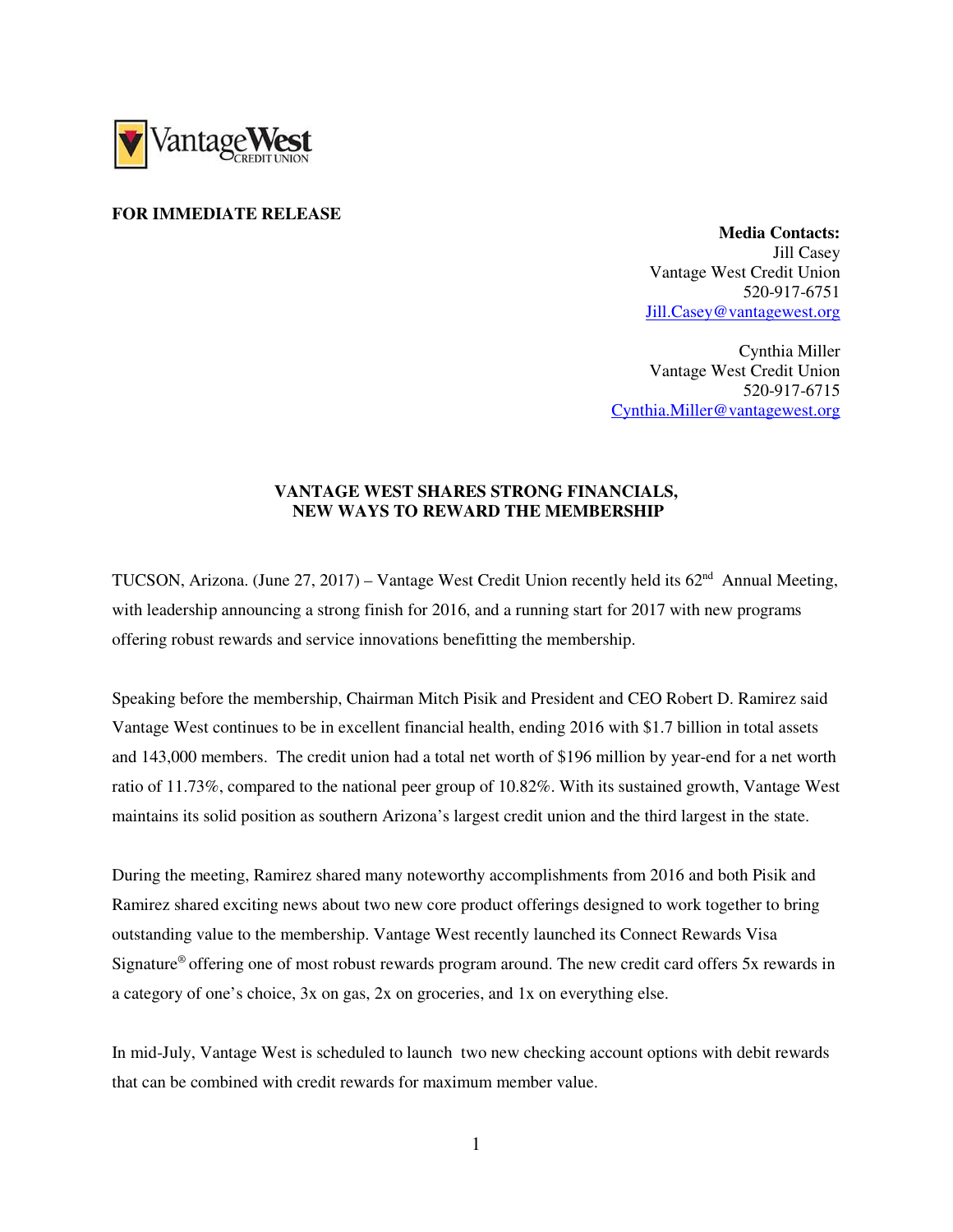**FOR IMMEDIATE RELEASE**

**Media Contacts:**
Jill Casey
Vantage West Credit Union
520-917-6751
Jill.Casey@vantagewest.org

Cynthia Miller
Vantage West Credit Union
520-917-6715
Cynthia.Miller@vantagewest.org

## VANTAGE WEST SHARES STRONG FINANCIALS, NEW WAYS TO REWARD THE MEMBERSHIP

TUCSON, Arizona. (June 27, 2017) – Vantage West Credit Union recently held its 62nd Annual Meeting, with leadership announcing a strong finish for 2016, and a running start for 2017 with new programs offering robust rewards and service innovations benefitting the membership.

Speaking before the membership, Chairman Mitch Pisik and President and CEO Robert D. Ramirez said Vantage West continues to be in excellent financial health, ending 2016 with $1.7 billion in total assets and 143,000 members. The credit union had a total net worth of $196 million by year-end for a net worth ratio of 11.73%, compared to the national peer group of 10.82%. With its sustained growth, Vantage West maintains its solid position as southern Arizona's largest credit union and the third largest in the state.

During the meeting, Ramirez shared many noteworthy accomplishments from 2016 and both Pisik and Ramirez shared exciting news about two new core product offerings designed to work together to bring outstanding value to the membership. Vantage West recently launched its Connect Rewards Visa Signature® offering one of most robust rewards program around. The new credit card offers 5x rewards in a category of one's choice, 3x on gas, 2x on groceries, and 1x on everything else.

In mid-July, Vantage West is scheduled to launch two new checking account options with debit rewards that can be combined with credit rewards for maximum member value.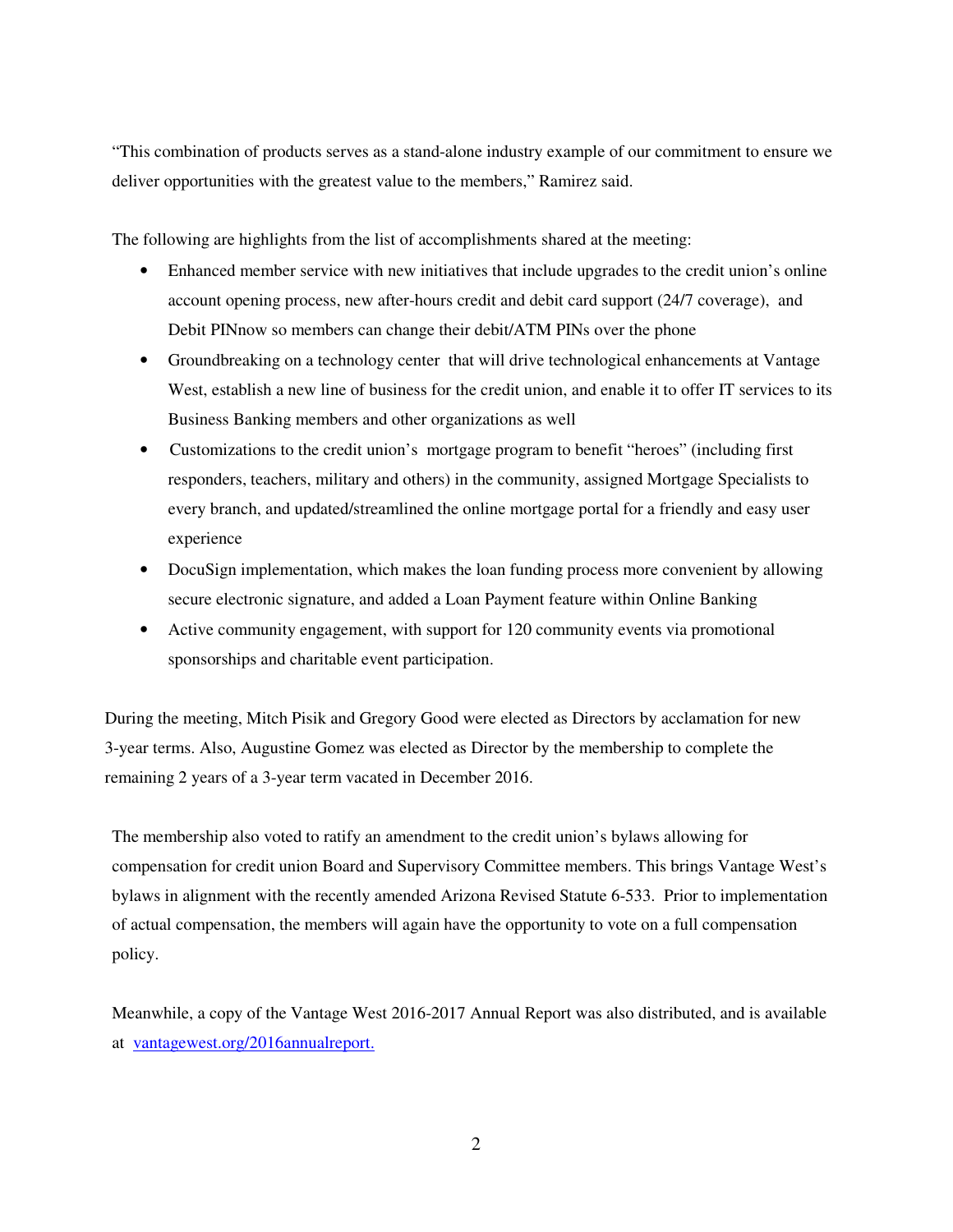"This combination of products serves as a stand-alone industry example of our commitment to ensure we deliver opportunities with the greatest value to the members," Ramirez said.

The following are highlights from the list of accomplishments shared at the meeting:

- Enhanced member service with new initiatives that include upgrades to the credit union's online account opening process, new after-hours credit and debit card support (24/7 coverage), and Debit PINnow so members can change their debit/ATM PINs over the phone
- Groundbreaking on a technology center that will drive technological enhancements at Vantage West, establish a new line of business for the credit union, and enable it to offer IT services to its Business Banking members and other organizations as well
- Customizations to the credit union's mortgage program to benefit "heroes" (including first responders, teachers, military and others) in the community, assigned Mortgage Specialists to every branch, and updated/streamlined the online mortgage portal for a friendly and easy user experience
- DocuSign implementation, which makes the loan funding process more convenient by allowing secure electronic signature, and added a Loan Payment feature within Online Banking
- Active community engagement, with support for 120 community events via promotional sponsorships and charitable event participation.

During the meeting, Mitch Pisik and Gregory Good were elected as Directors by acclamation for new 3-year terms. Also, Augustine Gomez was elected as Director by the membership to complete the remaining 2 years of a 3-year term vacated in December 2016.

The membership also voted to ratify an amendment to the credit union's bylaws allowing for compensation for credit union Board and Supervisory Committee members. This brings Vantage West's bylaws in alignment with the recently amended Arizona Revised Statute 6-533. Prior to implementation of actual compensation, the members will again have the opportunity to vote on a full compensation policy.

Meanwhile, a copy of the Vantage West 2016-2017 Annual Report was also distributed, and is available at vantagewest.org/2016annualreport.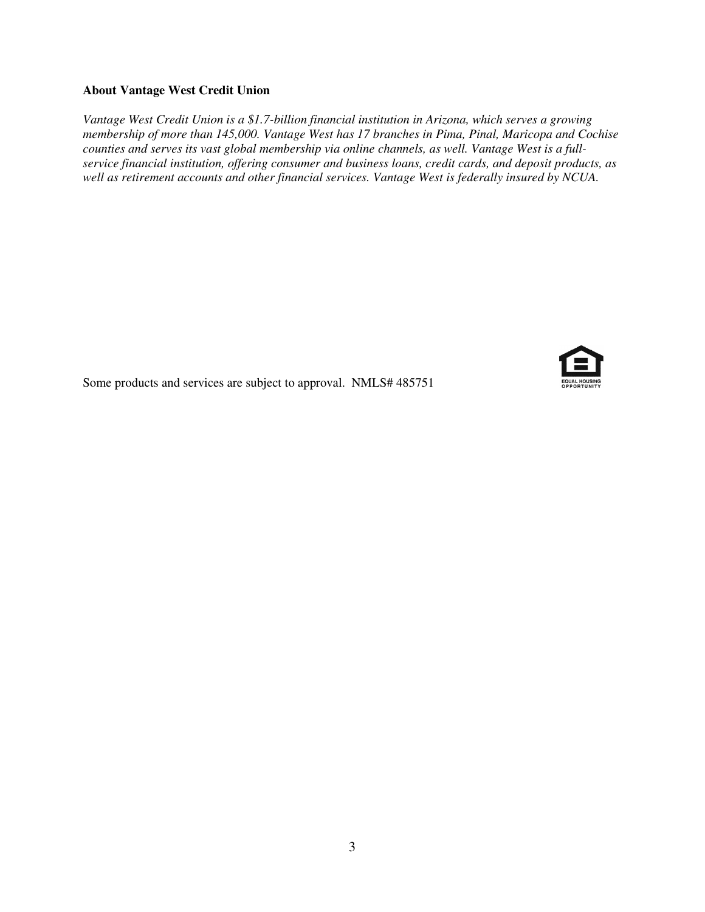**About Vantage West Credit Union**

*Vantage West Credit Union is a $1.7-billion financial institution in Arizona, which serves a growing membership of more than 145,000. Vantage West has 17 branches in Pima, Pinal, Maricopa and Cochise counties and serves its vast global membership via online channels, as well. Vantage West is a full-service financial institution, offering consumer and business loans, credit cards, and deposit products, as well as retirement accounts and other financial services. Vantage West is federally insured by NCUA.*

Some products and services are subject to approval. NMLS# 485751

EQUAL HOUSING OPPORTUNITY